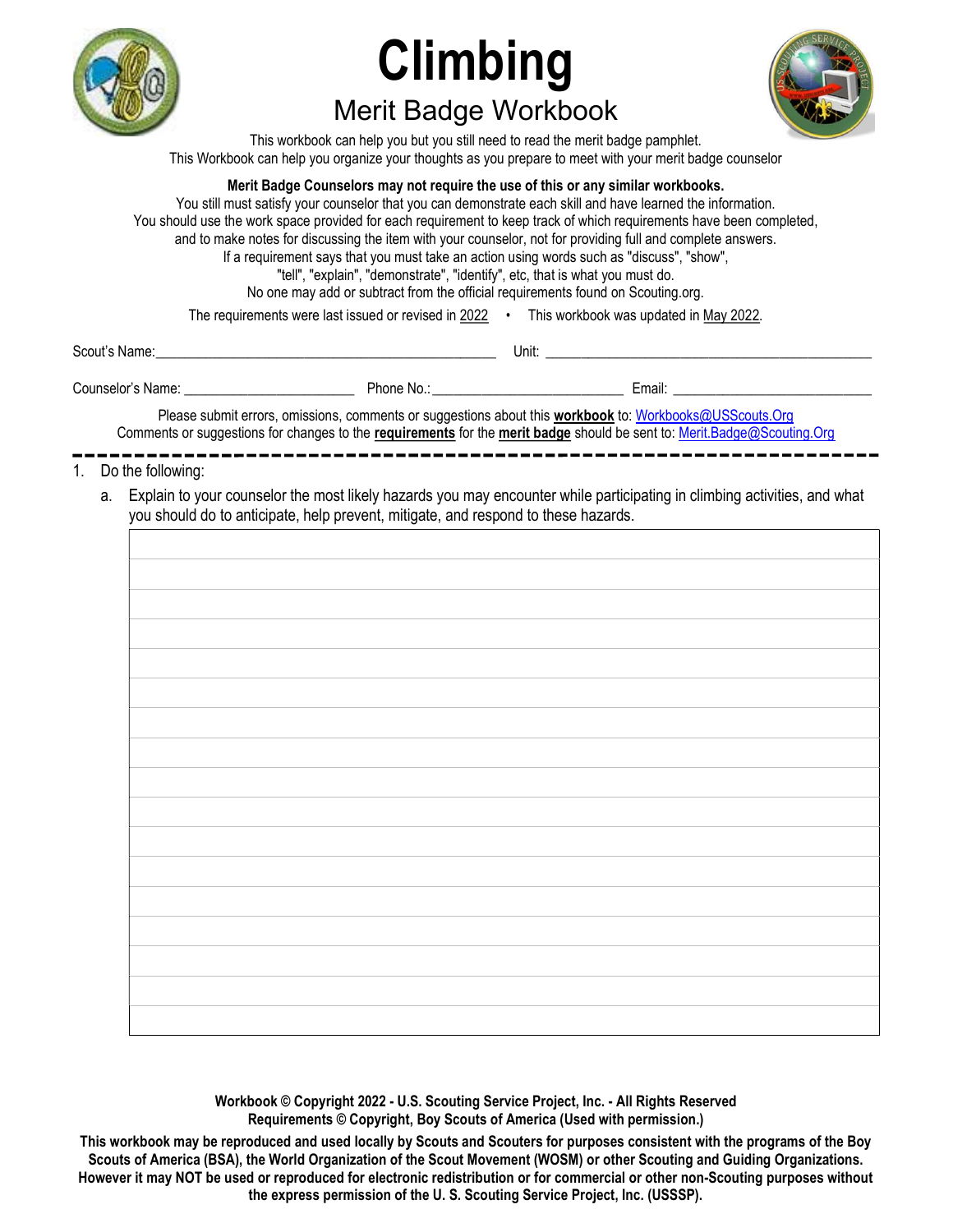# Climbing

## Merit Badge Workbook

This workbook can help you but you still need to read the merit badge pamphlet.
This Workbook can help you organize your thoughts as you prepare to meet with your merit badge counselor

**Merit Badge Counselors may not require the use of this or any similar workbooks.**
You still must satisfy your counselor that you can demonstrate each skill and have learned the information.
You should use the work space provided for each requirement to keep track of which requirements have been completed, and to make notes for discussing the item with your counselor, not for providing full and complete answers.
If a requirement says that you must take an action using words such as "discuss", "show", "tell", "explain", "demonstrate", "identify", etc, that is what you must do.
No one may add or subtract from the official requirements found on Scouting.org.

The requirements were last issued or revised in 2022 • This workbook was updated in May 2022.

Scout's Name:______________________________________________ Unit: ______________________________________________

Counselor's Name: _______________________ Phone No.:__________________________ Email: ___________________________

Please submit errors, omissions, comments or suggestions about this **workbook** to: Workbooks@USScouts.Org
Comments or suggestions for changes to the **requirements** for the **merit badge** should be sent to: Merit.Badge@Scouting.Org

---

1. Do the following:

   a. Explain to your counselor the most likely hazards you may encounter while participating in climbing activities, and what you should do to anticipate, help prevent, mitigate, and respond to these hazards.

**Workbook © Copyright 2022 - U.S. Scouting Service Project, Inc. - All Rights Reserved**
**Requirements © Copyright, Boy Scouts of America (Used with permission.)**

**This workbook may be reproduced and used locally by Scouts and Scouters for purposes consistent with the programs of the Boy Scouts of America (BSA), the World Organization of the Scout Movement (WOSM) or other Scouting and Guiding Organizations. However it may NOT be used or reproduced for electronic redistribution or for commercial or other non-Scouting purposes without the express permission of the U. S. Scouting Service Project, Inc. (USSSP).**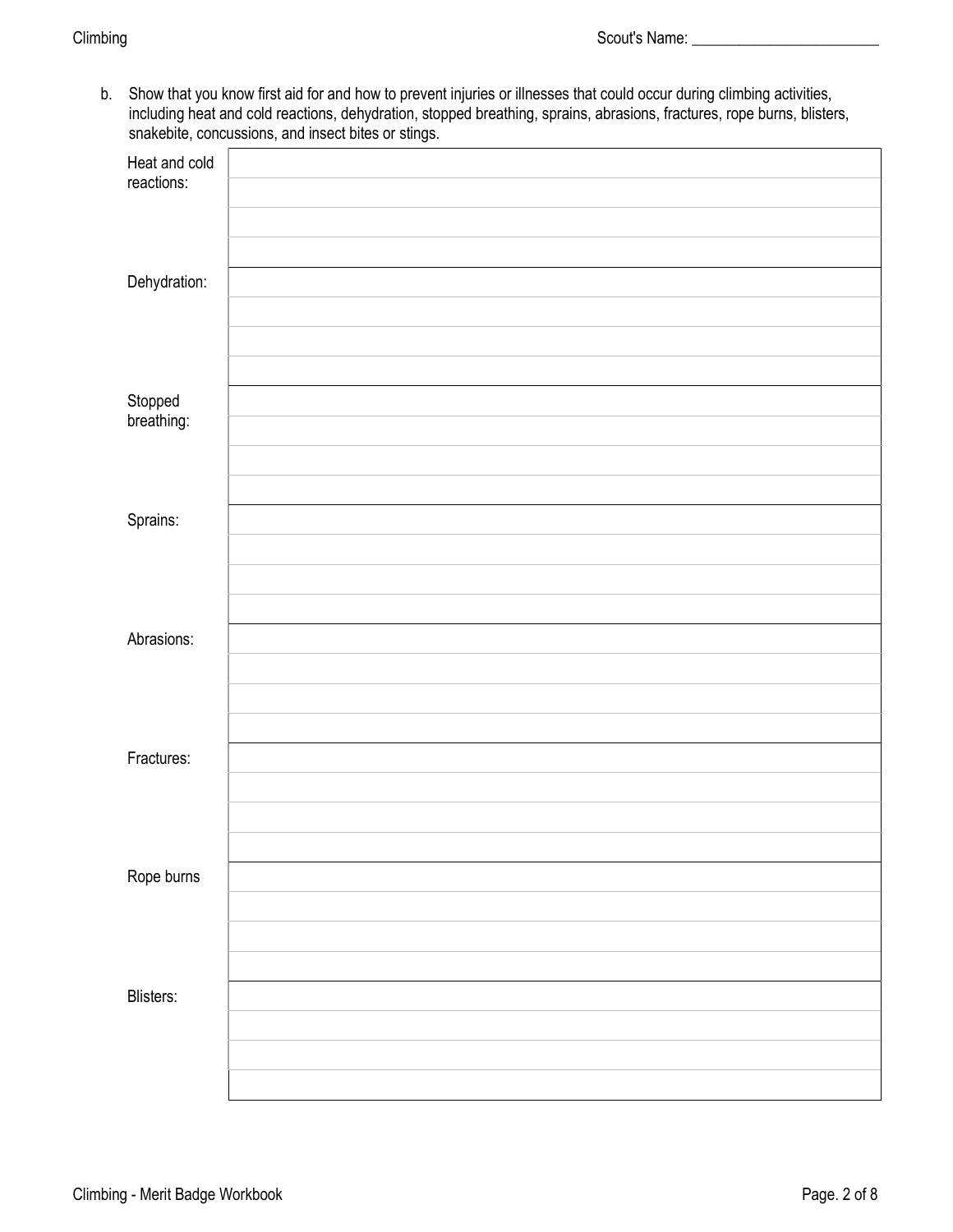b. Show that you know first aid for and how to prevent injuries or illnesses that could occur during climbing activities, including heat and cold reactions, dehydration, stopped breathing, sprains, abrasions, fractures, rope burns, blisters, snakebite, concussions, and insect bites or stings.

| | |
|---|---|
| Heat and cold reactions: | |
| | |
| | |
| | |
| Dehydration: | |
| | |
| | |
| | |
| Stopped breathing: | |
| | |
| | |
| | |
| Sprains: | |
| | |
| | |
| | |
| Abrasions: | |
| | |
| | |
| | |
| Fractures: | |
| | |
| | |
| | |
| Rope burns | |
| | |
| | |
| | |
| Blisters: | |
| | |
| | |
| | |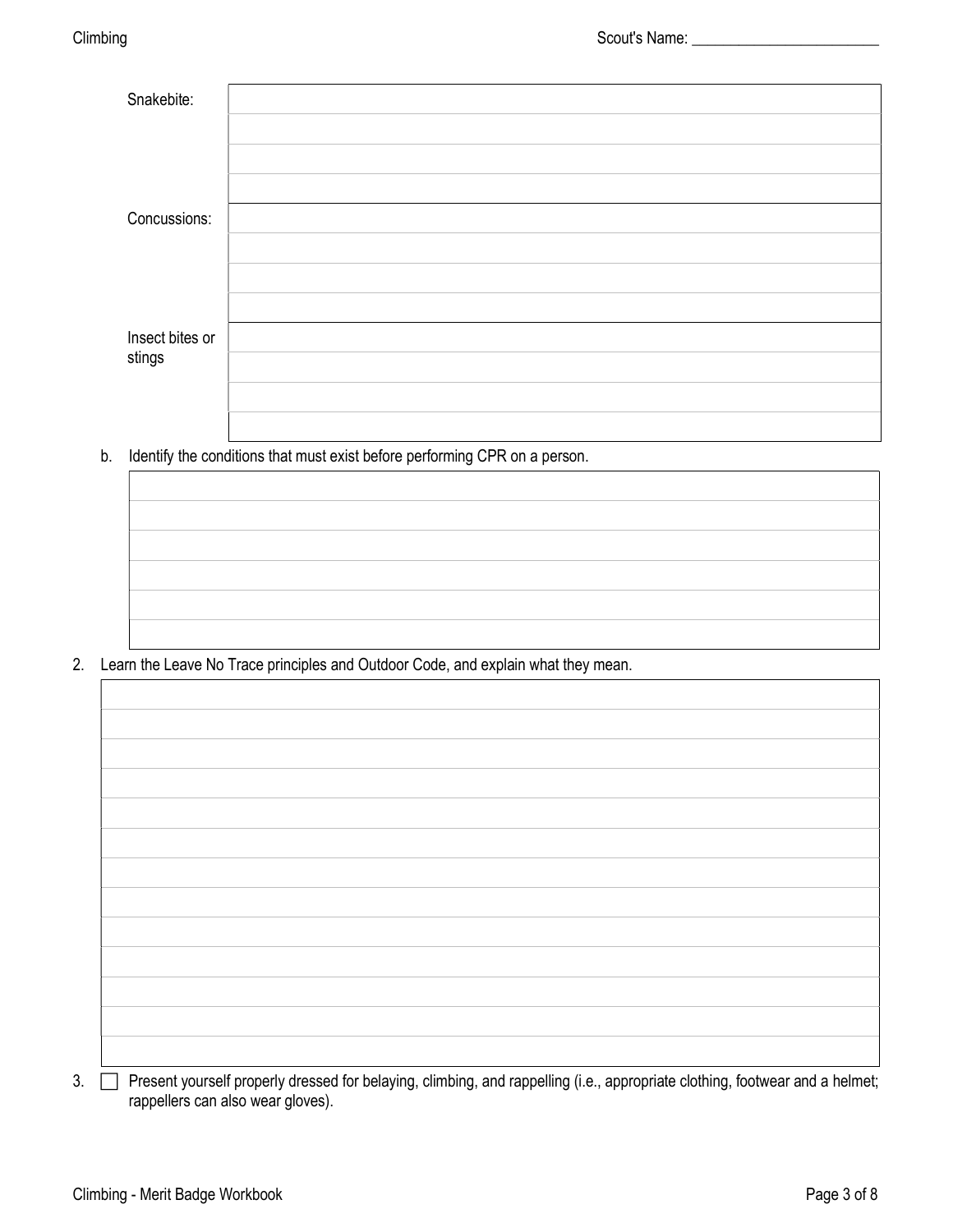Snakebite:

Concussions:

Insect bites or stings

b. Identify the conditions that must exist before performing CPR on a person.

2. Learn the Leave No Trace principles and Outdoor Code, and explain what they mean.

3. ☐ Present yourself properly dressed for belaying, climbing, and rappelling (i.e., appropriate clothing, footwear and a helmet; rappellers can also wear gloves).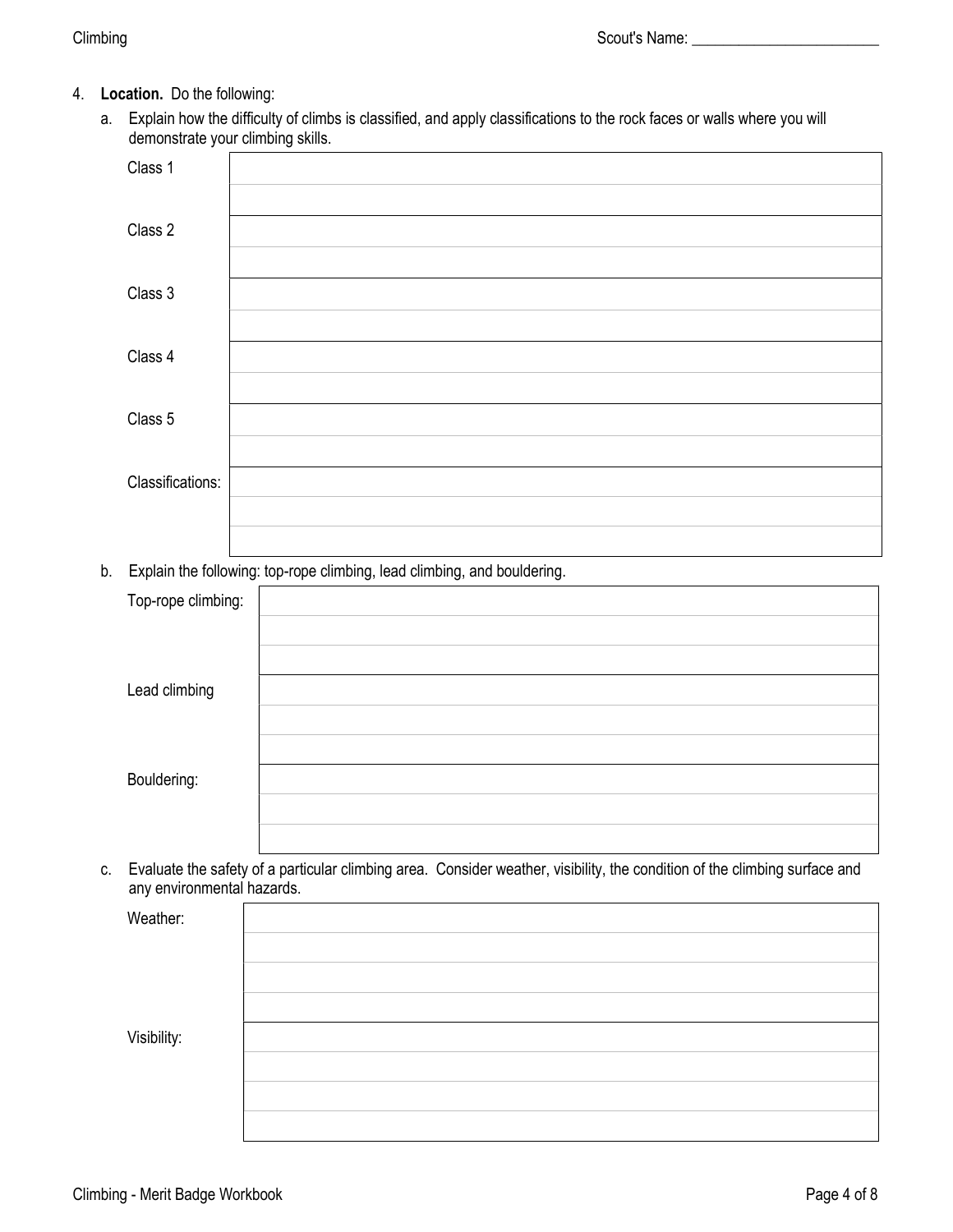4. **Location.** Do the following:

   a. Explain how the difficulty of climbs is classified, and apply classifications to the rock faces or walls where you will demonstrate your climbing skills.

| | |
|---|---|
| Class 1 | |
| Class 2 | |
| Class 3 | |
| Class 4 | |
| Class 5 | |
| Classifications: | |

   b. Explain the following: top-rope climbing, lead climbing, and bouldering.

| | |
|---|---|
| Top-rope climbing: | |
| Lead climbing | |
| Bouldering: | |

   c. Evaluate the safety of a particular climbing area. Consider weather, visibility, the condition of the climbing surface and any environmental hazards.

| | |
|---|---|
| Weather: | |
| Visibility: | |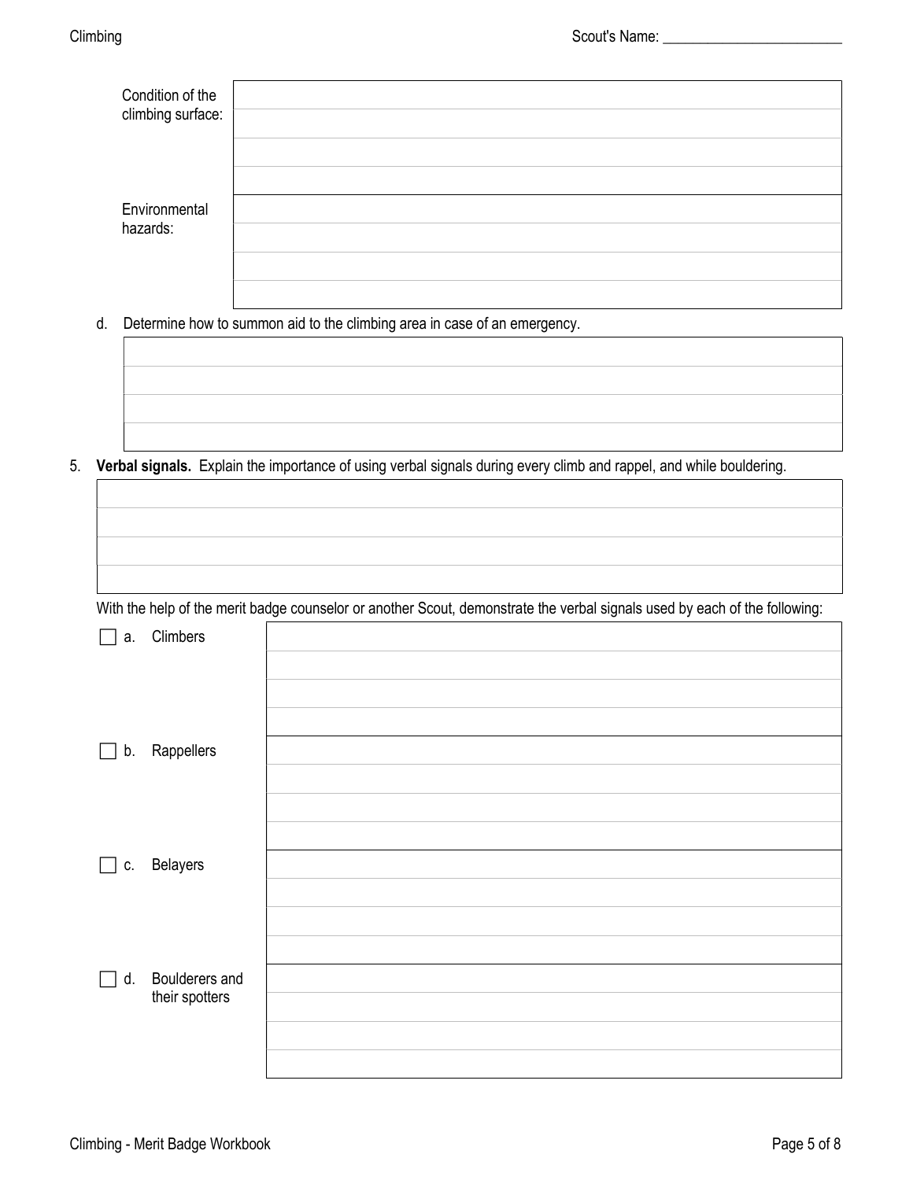| | |
|---|---|
| Condition of the climbing surface: | |
| Environmental hazards: | |

d. Determine how to summon aid to the climbing area in case of an emergency.

| |
|---|
| |

5. **Verbal signals.** Explain the importance of using verbal signals during every climb and rappel, and while bouldering.

| |
|---|
| |

With the help of the merit badge counselor or another Scout, demonstrate the verbal signals used by each of the following:

| | |
|---|---|
| ☐ a. Climbers | |
| ☐ b. Rappellers | |
| ☐ c. Belayers | |
| ☐ d. Boulderers and their spotters | |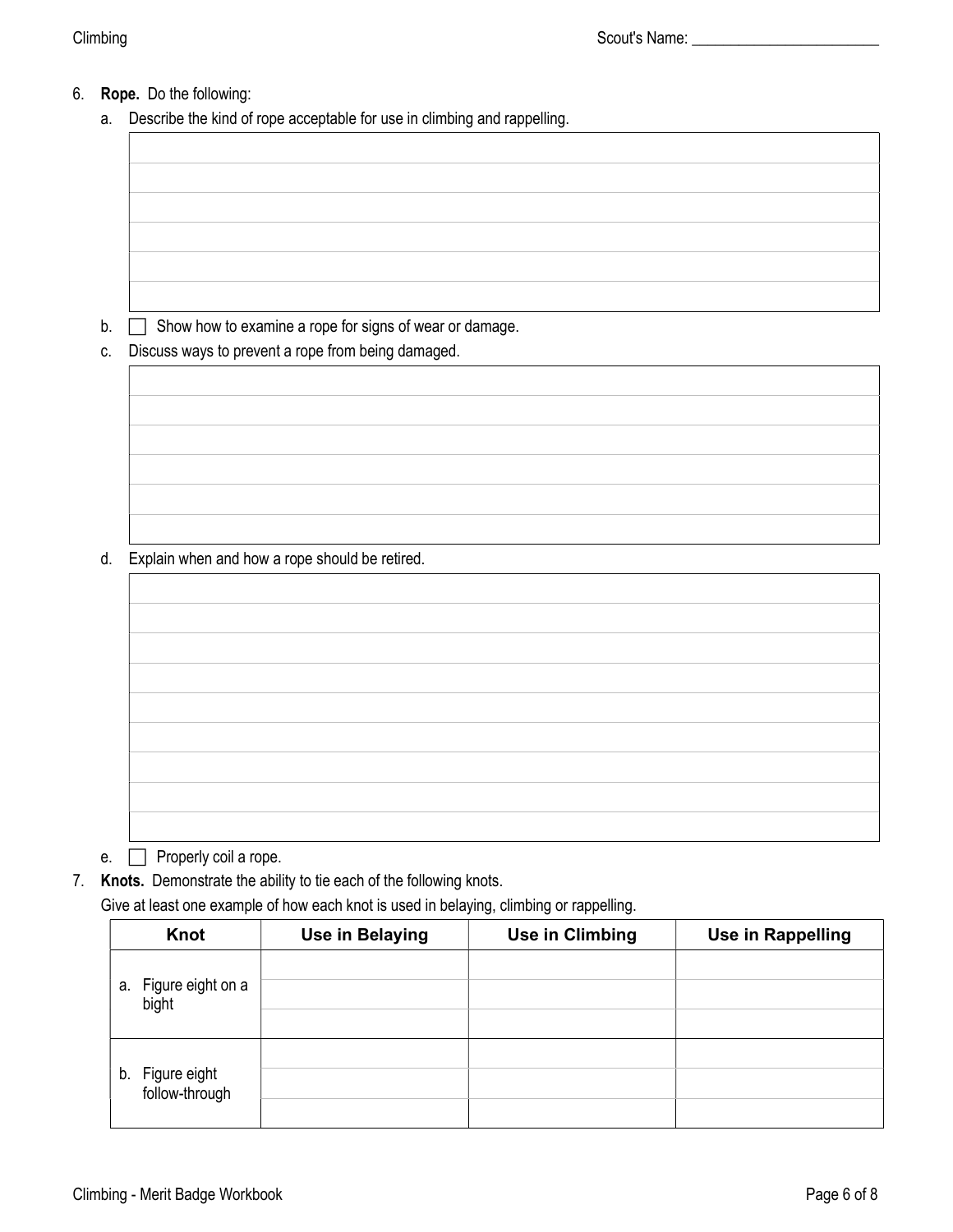Scout's Name: ________________________

6. **Rope.** Do the following:
   a. Describe the kind of rope acceptable for use in climbing and rappelling.

   b. ☐ Show how to examine a rope for signs of wear or damage.
   c. Discuss ways to prevent a rope from being damaged.

   d. Explain when and how a rope should be retired.

   e. ☐ Properly coil a rope.

7. **Knots.** Demonstrate the ability to tie each of the following knots.
   Give at least one example of how each knot is used in belaying, climbing or rappelling.

| Knot | Use in Belaying | Use in Climbing | Use in Rappelling |
|---|---|---|---|
| a. Figure eight on a bight | | | |
| b. Figure eight follow-through | | | |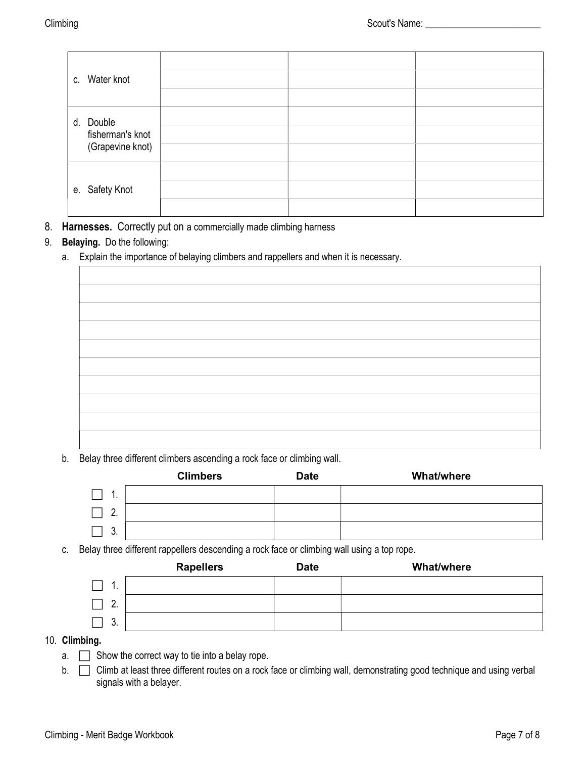| | | | |
|---|---|---|---|
| c. Water knot | | | |
| | | | |
| | | | |
| d. Double fisherman's knot (Grapevine knot) | | | |
| | | | |
| | | | |
| e. Safety Knot | | | |
| | | | |
| | | | |

8. **Harnesses.** Correctly put on a commercially made climbing harness
9. **Belaying.** Do the following:
   a. Explain the importance of belaying climbers and rappellers and when it is necessary.

| |
|---|
| |
| |
| |
| |
| |
| |
| |
| |
| |
| |

   b. Belay three different climbers ascending a rock face or climbing wall.

| | Climbers | Date | What/where |
|---|---|---|---|
| ☐ 1. | | | |
| ☐ 2. | | | |
| ☐ 3. | | | |

   c. Belay three different rappellers descending a rock face or climbing wall using a top rope.

| | Rappellers | Date | What/where |
|---|---|---|---|
| ☐ 1. | | | |
| ☐ 2. | | | |
| ☐ 3. | | | |

10. **Climbing.**
    a. ☐ Show the correct way to tie into a belay rope.
    b. ☐ Climb at least three different routes on a rock face or climbing wall, demonstrating good technique and using verbal signals with a belayer.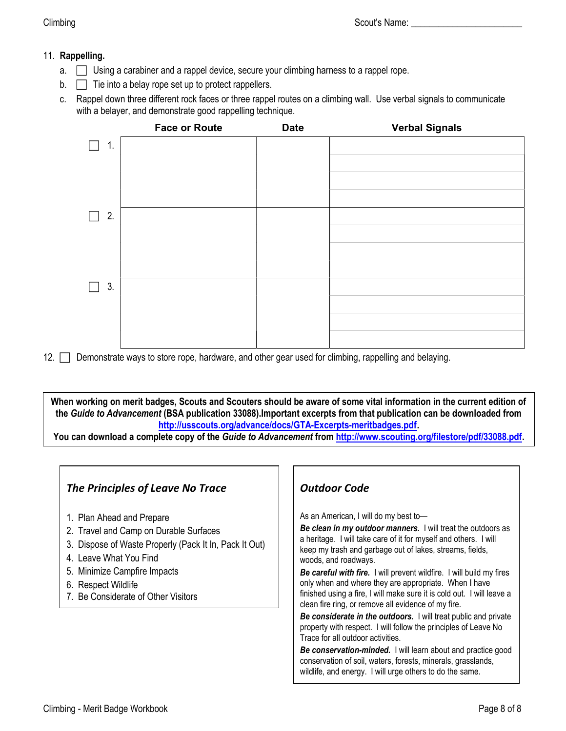11. **Rappelling.**
    a. ☐ Using a carabiner and a rappel device, secure your climbing harness to a rappel rope.
    b. ☐ Tie into a belay rope set up to protect rappellers.
    c. Rappel down three different rock faces or three rappel routes on a climbing wall. Use verbal signals to communicate with a belayer, and demonstrate good rappelling technique.

| | Face or Route | Date | Verbal Signals |
|---|---|---|---|
| ☐ 1. | | | |
| ☐ 2. | | | |
| ☐ 3. | | | |

12. ☐ Demonstrate ways to store rope, hardware, and other gear used for climbing, rappelling and belaying.

**When working on merit badges, Scouts and Scouters should be aware of some vital information in the current edition of the *Guide to Advancement* (BSA publication 33088).Important excerpts from that publication can be downloaded from http://usscouts.org/advance/docs/GTA-Excerpts-meritbadges.pdf.**
**You can download a complete copy of the *Guide to Advancement* from http://www.scouting.org/filestore/pdf/33088.pdf.**

### *The Principles of Leave No Trace*

1. Plan Ahead and Prepare
2. Travel and Camp on Durable Surfaces
3. Dispose of Waste Properly (Pack It In, Pack It Out)
4. Leave What You Find
5. Minimize Campfire Impacts
6. Respect Wildlife
7. Be Considerate of Other Visitors

### *Outdoor Code*

As an American, I will do my best to—

***Be clean in my outdoor manners.*** I will treat the outdoors as a heritage. I will take care of it for myself and others. I will keep my trash and garbage out of lakes, streams, fields, woods, and roadways.

***Be careful with fire.*** I will prevent wildfire. I will build my fires only when and where they are appropriate. When I have finished using a fire, I will make sure it is cold out. I will leave a clean fire ring, or remove all evidence of my fire.

***Be considerate in the outdoors.*** I will treat public and private property with respect. I will follow the principles of Leave No Trace for all outdoor activities.

***Be conservation-minded.*** I will learn about and practice good conservation of soil, waters, forests, minerals, grasslands, wildlife, and energy. I will urge others to do the same.